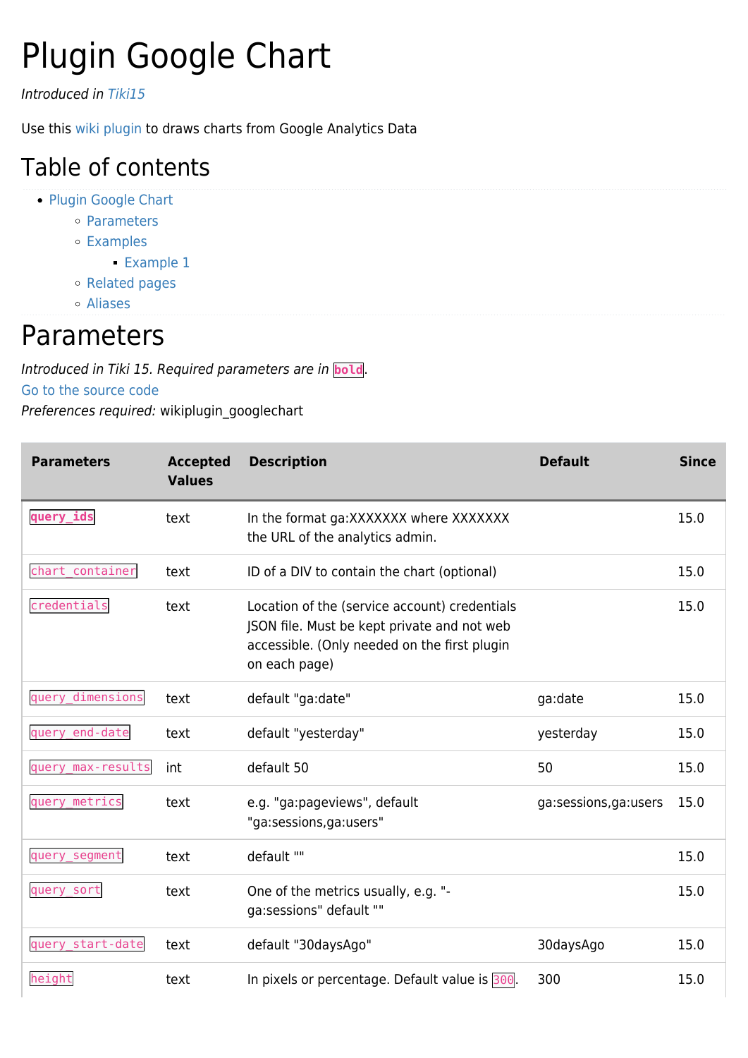# Plugin Google Chart

*Introduced in Tiki15*

Use this wiki plugin to draws charts from Google Analytics Data

## Table of contents

- Plugin Google Chart
  - Parameters
  - Examples
    - Example 1
  - Related pages
  - Aliases

# Parameters

*Introduced in Tiki 15. Required parameters are in* `bold`.

Go to the source code

*Preferences required:* wikiplugin_googlechart

| Parameters | Accepted Values | Description | Default | Since |
|---|---|---|---|---|
| **`query_ids`** | text | In the format ga:XXXXXXX where XXXXXXX the URL of the analytics admin. | | 15.0 |
| `chart_container` | text | ID of a DIV to contain the chart (optional) | | 15.0 |
| `credentials` | text | Location of the (service account) credentials JSON file. Must be kept private and not web accessible. (Only needed on the first plugin on each page) | | 15.0 |
| `query_dimensions` | text | default "ga:date" | ga:date | 15.0 |
| `query_end-date` | text | default "yesterday" | yesterday | 15.0 |
| `query_max-results` | int | default 50 | 50 | 15.0 |
| `query_metrics` | text | e.g. "ga:pageviews", default "ga:sessions,ga:users" | ga:sessions,ga:users | 15.0 |
| `query_segment` | text | default "" | | 15.0 |
| `query_sort` | text | One of the metrics usually, e.g. "-ga:sessions" default "" | | 15.0 |
| `query_start-date` | text | default "30daysAgo" | 30daysAgo | 15.0 |
| `height` | text | In pixels or percentage. Default value is `300`. | 300 | 15.0 |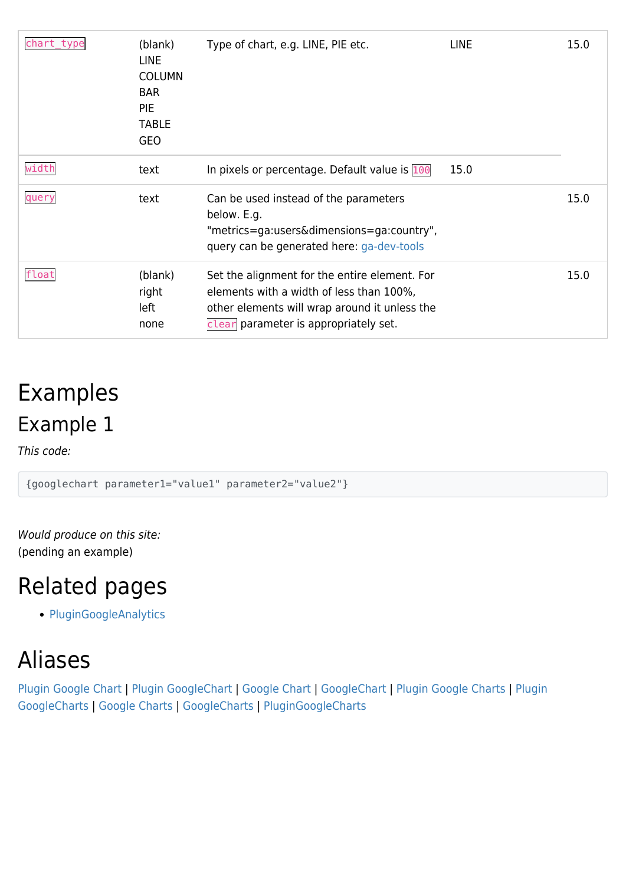| | | | | |
|---|---|---|---|---|
| `chart_type` | (blank)<br>LINE<br>COLUMN<br>BAR<br>PIE<br>TABLE<br>GEO | Type of chart, e.g. LINE, PIE etc. | LINE | 15.0 |
| `width` | text | In pixels or percentage. Default value is `100` | 15.0 | |
| `query` | text | Can be used instead of the parameters below. E.g. "metrics=ga:users&dimensions=ga:country", query can be generated here: ga-dev-tools | | 15.0 |
| `float` | (blank)<br>right<br>left<br>none | Set the alignment for the entire element. For elements with a width of less than 100%, other elements will wrap around it unless the `clear` parameter is appropriately set. | | 15.0 |

# Examples

## Example 1

*This code:*

```
{googlechart parameter1="value1" parameter2="value2"}
```

*Would produce on this site:*
(pending an example)

# Related pages

- PluginGoogleAnalytics

# Aliases

Plugin Google Chart | Plugin GoogleChart | Google Chart | GoogleChart | Plugin Google Charts | Plugin GoogleCharts | Google Charts | GoogleCharts | PluginGoogleCharts